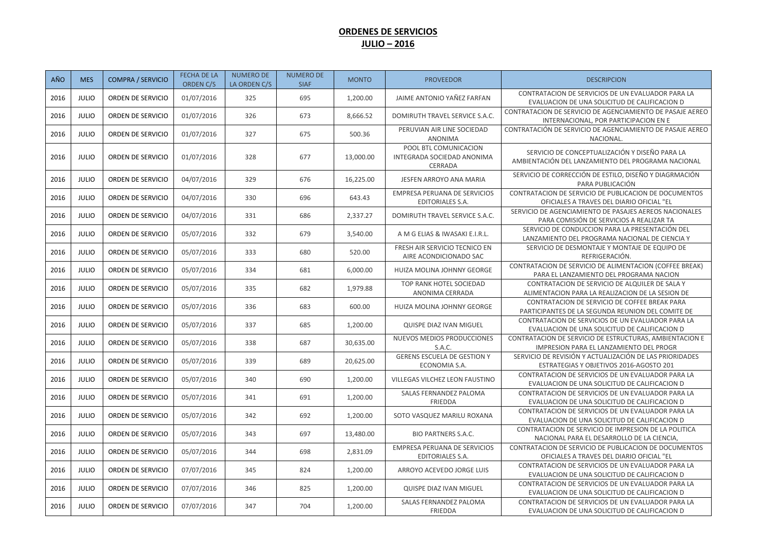# ORDENES DE SERVICIOS

## JULIO – 2016

| AÑO | MES | COMPRA / SERVICIO | FECHA DE LA ORDEN C/S | NUMERO DE LA ORDEN C/S | NUMERO DE SIAF | MONTO | PROVEEDOR | DESCRIPCION |
|---|---|---|---|---|---|---|---|---|
| 2016 | JULIO | ORDEN DE SERVICIO | 01/07/2016 | 325 | 695 | 1,200.00 | JAIME ANTONIO YAÑEZ FARFAN | CONTRATACION DE SERVICIOS DE UN EVALUADOR PARA LA EVALUACION DE UNA SOLICITUD DE CALIFICACION D |
| 2016 | JULIO | ORDEN DE SERVICIO | 01/07/2016 | 326 | 673 | 8,666.52 | DOMIRUTH TRAVEL SERVICE S.A.C. | CONTRATACION DE SERVICIO DE AGENCIAMIENTO DE PASAJE AEREO INTERNACIONAL, POR PARTICIPACION EN E |
| 2016 | JULIO | ORDEN DE SERVICIO | 01/07/2016 | 327 | 675 | 500.36 | PERUVIAN AIR LINE SOCIEDAD ANONIMA | CONTRATACIÓN DE SERVICIO DE AGENCIAMIENTO DE PASAJE AEREO NACIONAL. |
| 2016 | JULIO | ORDEN DE SERVICIO | 01/07/2016 | 328 | 677 | 13,000.00 | POOL BTL COMUNICACION INTEGRADA SOCIEDAD ANONIMA CERRADA | SERVICIO DE CONCEPTUALIZACIÓN Y DISEÑO PARA LA AMBIENTACIÓN DEL LANZAMIENTO DEL PROGRAMA NACIONAL |
| 2016 | JULIO | ORDEN DE SERVICIO | 04/07/2016 | 329 | 676 | 16,225.00 | JESFEN ARROYO ANA MARIA | SERVICIO DE CORRECCIÓN DE ESTILO, DISEÑO Y DIAGRMACIÓN PARA PUBLICACIÓN |
| 2016 | JULIO | ORDEN DE SERVICIO | 04/07/2016 | 330 | 696 | 643.43 | EMPRESA PERUANA DE SERVICIOS EDITORIALES S.A. | CONTRATACION DE SERVICIO DE PUBLICACION DE DOCUMENTOS OFICIALES A TRAVES DEL DIARIO OFICIAL "EL |
| 2016 | JULIO | ORDEN DE SERVICIO | 04/07/2016 | 331 | 686 | 2,337.27 | DOMIRUTH TRAVEL SERVICE S.A.C. | SERVICIO DE AGENCIAMIENTO DE PASAJES AEREOS NACIONALES PARA COMISIÓN DE SERVICIOS A REALIZAR TA |
| 2016 | JULIO | ORDEN DE SERVICIO | 05/07/2016 | 332 | 679 | 3,540.00 | A M G ELIAS & IWASAKI E.I.R.L. | SERVICIO DE CONDUCCION PARA LA PRESENTACIÓN DEL LANZAMIENTO DEL PROGRAMA NACIONAL DE CIENCIA Y |
| 2016 | JULIO | ORDEN DE SERVICIO | 05/07/2016 | 333 | 680 | 520.00 | FRESH AIR SERVICIO TECNICO EN AIRE ACONDICIONADO SAC | SERVICIO DE DESMONTAJE Y MONTAJE DE EQUIPO DE REFRIGERACIÓN. |
| 2016 | JULIO | ORDEN DE SERVICIO | 05/07/2016 | 334 | 681 | 6,000.00 | HUIZA MOLINA JOHNNY GEORGE | CONTRATACION DE SERVICIO DE ALIMENTACION (COFFEE BREAK) PARA EL LANZAMIENTO DEL PROGRAMA NACION |
| 2016 | JULIO | ORDEN DE SERVICIO | 05/07/2016 | 335 | 682 | 1,979.88 | TOP RANK HOTEL SOCIEDAD ANONIMA CERRADA | CONTRATACION DE SERVICIO DE ALQUILER DE SALA Y ALIMENTACION PARA LA REALIZACION DE LA SESION DE |
| 2016 | JULIO | ORDEN DE SERVICIO | 05/07/2016 | 336 | 683 | 600.00 | HUIZA MOLINA JOHNNY GEORGE | CONTRATACION DE SERVICIO DE COFFEE BREAK PARA PARTICIPANTES DE LA SEGUNDA REUNION DEL COMITE DE |
| 2016 | JULIO | ORDEN DE SERVICIO | 05/07/2016 | 337 | 685 | 1,200.00 | QUISPE DIAZ IVAN MIGUEL | CONTRATACION DE SERVICIOS DE UN EVALUADOR PARA LA EVALUACION DE UNA SOLICITUD DE CALIFICACION D |
| 2016 | JULIO | ORDEN DE SERVICIO | 05/07/2016 | 338 | 687 | 30,635.00 | NUEVOS MEDIOS PRODUCCIONES S.A.C. | CONTRATACION DE SERVICIO DE ESTRUCTURAS, AMBIENTACION E IMPRESION PARA EL LANZAMIENTO DEL PROGR |
| 2016 | JULIO | ORDEN DE SERVICIO | 05/07/2016 | 339 | 689 | 20,625.00 | GERENS ESCUELA DE GESTION Y ECONOMIA S.A. | SERVICIO DE REVISIÓN Y ACTUALIZACIÓN DE LAS PRIORIDADES ESTRATEGIAS Y OBJETIVOS 2016-AGOSTO 201 |
| 2016 | JULIO | ORDEN DE SERVICIO | 05/07/2016 | 340 | 690 | 1,200.00 | VILLEGAS VILCHEZ LEON FAUSTINO | CONTRATACION DE SERVICIOS DE UN EVALUADOR PARA LA EVALUACION DE UNA SOLICITUD DE CALIFICACION D |
| 2016 | JULIO | ORDEN DE SERVICIO | 05/07/2016 | 341 | 691 | 1,200.00 | SALAS FERNANDEZ PALOMA FRIEDDA | CONTRATACION DE SERVICIOS DE UN EVALUADOR PARA LA EVALUACION DE UNA SOLICITUD DE CALIFICACION D |
| 2016 | JULIO | ORDEN DE SERVICIO | 05/07/2016 | 342 | 692 | 1,200.00 | SOTO VASQUEZ MARILU ROXANA | CONTRATACION DE SERVICIOS DE UN EVALUADOR PARA LA EVALUACION DE UNA SOLICITUD DE CALIFICACION D |
| 2016 | JULIO | ORDEN DE SERVICIO | 05/07/2016 | 343 | 697 | 13,480.00 | BIO PARTNERS S.A.C. | CONTRATACION DE SERVICIO DE IMPRESION DE LA POLITICA NACIONAL PARA EL DESARROLLO DE LA CIENCIA, |
| 2016 | JULIO | ORDEN DE SERVICIO | 05/07/2016 | 344 | 698 | 2,831.09 | EMPRESA PERUANA DE SERVICIOS EDITORIALES S.A. | CONTRATACION DE SERVICIO DE PUBLICACION DE DOCUMENTOS OFICIALES A TRAVES DEL DIARIO OFICIAL "EL |
| 2016 | JULIO | ORDEN DE SERVICIO | 07/07/2016 | 345 | 824 | 1,200.00 | ARROYO ACEVEDO JORGE LUIS | CONTRATACION DE SERVICIOS DE UN EVALUADOR PARA LA EVALUACION DE UNA SOLICITUD DE CALIFICACION D |
| 2016 | JULIO | ORDEN DE SERVICIO | 07/07/2016 | 346 | 825 | 1,200.00 | QUISPE DIAZ IVAN MIGUEL | CONTRATACION DE SERVICIOS DE UN EVALUADOR PARA LA EVALUACION DE UNA SOLICITUD DE CALIFICACION D |
| 2016 | JULIO | ORDEN DE SERVICIO | 07/07/2016 | 347 | 704 | 1,200.00 | SALAS FERNANDEZ PALOMA FRIEDDA | CONTRATACION DE SERVICIOS DE UN EVALUADOR PARA LA EVALUACION DE UNA SOLICITUD DE CALIFICACION D |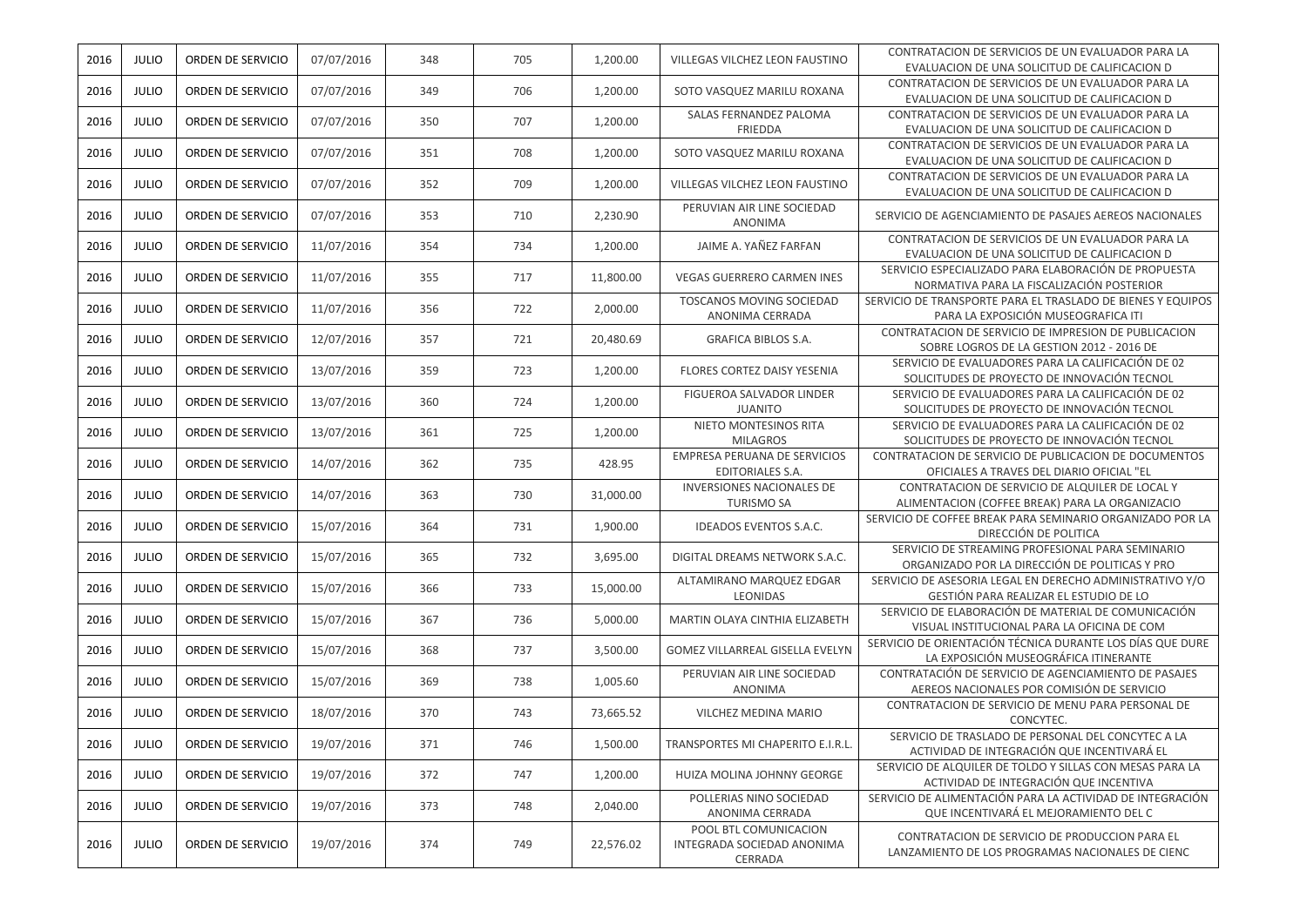| 2016 | JULIO | ORDEN DE SERVICIO | 07/07/2016 | 348 | 705 | 1,200.00 | VILLEGAS VILCHEZ LEON FAUSTINO | CONTRATACION DE SERVICIOS DE UN EVALUADOR PARA LA EVALUACION DE UNA SOLICITUD DE CALIFICACION D |
|---|---|---|---|---|---|---|---|---|
| 2016 | JULIO | ORDEN DE SERVICIO | 07/07/2016 | 349 | 706 | 1,200.00 | SOTO VASQUEZ MARILU ROXANA | CONTRATACION DE SERVICIOS DE UN EVALUADOR PARA LA EVALUACION DE UNA SOLICITUD DE CALIFICACION D |
| 2016 | JULIO | ORDEN DE SERVICIO | 07/07/2016 | 350 | 707 | 1,200.00 | SALAS FERNANDEZ PALOMA FRIEDDA | CONTRATACION DE SERVICIOS DE UN EVALUADOR PARA LA EVALUACION DE UNA SOLICITUD DE CALIFICACION D |
| 2016 | JULIO | ORDEN DE SERVICIO | 07/07/2016 | 351 | 708 | 1,200.00 | SOTO VASQUEZ MARILU ROXANA | CONTRATACION DE SERVICIOS DE UN EVALUADOR PARA LA EVALUACION DE UNA SOLICITUD DE CALIFICACION D |
| 2016 | JULIO | ORDEN DE SERVICIO | 07/07/2016 | 352 | 709 | 1,200.00 | VILLEGAS VILCHEZ LEON FAUSTINO | CONTRATACION DE SERVICIOS DE UN EVALUADOR PARA LA EVALUACION DE UNA SOLICITUD DE CALIFICACION D |
| 2016 | JULIO | ORDEN DE SERVICIO | 07/07/2016 | 353 | 710 | 2,230.90 | PERUVIAN AIR LINE SOCIEDAD ANONIMA | SERVICIO DE AGENCIAMIENTO DE PASAJES AEREOS NACIONALES |
| 2016 | JULIO | ORDEN DE SERVICIO | 11/07/2016 | 354 | 734 | 1,200.00 | JAIME A. YAÑEZ FARFAN | CONTRATACION DE SERVICIOS DE UN EVALUADOR PARA LA EVALUACION DE UNA SOLICITUD DE CALIFICACION D |
| 2016 | JULIO | ORDEN DE SERVICIO | 11/07/2016 | 355 | 717 | 11,800.00 | VEGAS GUERRERO CARMEN INES | SERVICIO ESPECIALIZADO PARA ELABORACIÓN DE PROPUESTA NORMATIVA PARA LA FISCALIZACIÓN POSTERIOR |
| 2016 | JULIO | ORDEN DE SERVICIO | 11/07/2016 | 356 | 722 | 2,000.00 | TOSCANOS MOVING SOCIEDAD ANONIMA CERRADA | SERVICIO DE TRANSPORTE PARA EL TRASLADO DE BIENES Y EQUIPOS PARA LA EXPOSICIÓN MUSEOGRAFICA ITI |
| 2016 | JULIO | ORDEN DE SERVICIO | 12/07/2016 | 357 | 721 | 20,480.69 | GRAFICA BIBLOS S.A. | CONTRATACION DE SERVICIO DE IMPRESION DE PUBLICACION SOBRE LOGROS DE LA GESTION 2012 - 2016 DE |
| 2016 | JULIO | ORDEN DE SERVICIO | 13/07/2016 | 359 | 723 | 1,200.00 | FLORES CORTEZ DAISY YESENIA | SERVICIO DE EVALUADORES PARA LA CALIFICACIÓN DE 02 SOLICITUDES DE PROYECTO DE INNOVACIÓN TECNOL |
| 2016 | JULIO | ORDEN DE SERVICIO | 13/07/2016 | 360 | 724 | 1,200.00 | FIGUEROA SALVADOR LINDER JUANITO | SERVICIO DE EVALUADORES PARA LA CALIFICACIÓN DE 02 SOLICITUDES DE PROYECTO DE INNOVACIÓN TECNOL |
| 2016 | JULIO | ORDEN DE SERVICIO | 13/07/2016 | 361 | 725 | 1,200.00 | NIETO MONTESINOS RITA MILAGROS | SERVICIO DE EVALUADORES PARA LA CALIFICACIÓN DE 02 SOLICITUDES DE PROYECTO DE INNOVACIÓN TECNOL |
| 2016 | JULIO | ORDEN DE SERVICIO | 14/07/2016 | 362 | 735 | 428.95 | EMPRESA PERUANA DE SERVICIOS EDITORIALES S.A. | CONTRATACION DE SERVICIO DE PUBLICACION DE DOCUMENTOS OFICIALES A TRAVES DEL DIARIO OFICIAL "EL |
| 2016 | JULIO | ORDEN DE SERVICIO | 14/07/2016 | 363 | 730 | 31,000.00 | INVERSIONES NACIONALES DE TURISMO SA | CONTRATACION DE SERVICIO DE ALQUILER DE LOCAL Y ALIMENTACION (COFFEE BREAK) PARA LA ORGANIZACIO |
| 2016 | JULIO | ORDEN DE SERVICIO | 15/07/2016 | 364 | 731 | 1,900.00 | IDEADOS EVENTOS S.A.C. | SERVICIO DE COFFEE BREAK PARA SEMINARIO ORGANIZADO POR LA DIRECCIÓN DE POLITICA |
| 2016 | JULIO | ORDEN DE SERVICIO | 15/07/2016 | 365 | 732 | 3,695.00 | DIGITAL DREAMS NETWORK S.A.C. | SERVICIO DE STREAMING PROFESIONAL PARA SEMINARIO ORGANIZADO POR LA DIRECCIÓN DE POLITICAS Y PRO |
| 2016 | JULIO | ORDEN DE SERVICIO | 15/07/2016 | 366 | 733 | 15,000.00 | ALTAMIRANO MARQUEZ EDGAR LEONIDAS | SERVICIO DE ASESORIA LEGAL EN DERECHO ADMINISTRATIVO Y/O GESTIÓN PARA REALIZAR EL ESTUDIO DE LO |
| 2016 | JULIO | ORDEN DE SERVICIO | 15/07/2016 | 367 | 736 | 5,000.00 | MARTIN OLAYA CINTHIA ELIZABETH | SERVICIO DE ELABORACIÓN DE MATERIAL DE COMUNICACIÓN VISUAL INSTITUCIONAL PARA LA OFICINA DE COM |
| 2016 | JULIO | ORDEN DE SERVICIO | 15/07/2016 | 368 | 737 | 3,500.00 | GOMEZ VILLARREAL GISELLA EVELYN | SERVICIO DE ORIENTACIÓN TÉCNICA DURANTE LOS DÍAS QUE DURE LA EXPOSICIÓN MUSEOGRÁFICA ITINERANTE |
| 2016 | JULIO | ORDEN DE SERVICIO | 15/07/2016 | 369 | 738 | 1,005.60 | PERUVIAN AIR LINE SOCIEDAD ANONIMA | CONTRATACIÓN DE SERVICIO DE AGENCIAMIENTO DE PASAJES AEREOS NACIONALES POR COMISIÓN DE SERVICIO |
| 2016 | JULIO | ORDEN DE SERVICIO | 18/07/2016 | 370 | 743 | 73,665.52 | VILCHEZ MEDINA MARIO | CONTRATACION DE SERVICIO DE MENU PARA PERSONAL DE CONCYTEC. |
| 2016 | JULIO | ORDEN DE SERVICIO | 19/07/2016 | 371 | 746 | 1,500.00 | TRANSPORTES MI CHAPERITO E.I.R.L. | SERVICIO DE TRASLADO DE PERSONAL DEL CONCYTEC A LA ACTIVIDAD DE INTEGRACIÓN QUE INCENTIVARÁ EL |
| 2016 | JULIO | ORDEN DE SERVICIO | 19/07/2016 | 372 | 747 | 1,200.00 | HUIZA MOLINA JOHNNY GEORGE | SERVICIO DE ALQUILER DE TOLDO Y SILLAS CON MESAS PARA LA ACTIVIDAD DE INTEGRACIÓN QUE INCENTIVA |
| 2016 | JULIO | ORDEN DE SERVICIO | 19/07/2016 | 373 | 748 | 2,040.00 | POLLERIAS NINO SOCIEDAD ANONIMA CERRADA | SERVICIO DE ALIMENTACIÓN PARA LA ACTIVIDAD DE INTEGRACIÓN QUE INCENTIVARÁ EL MEJORAMIENTO DEL C |
| 2016 | JULIO | ORDEN DE SERVICIO | 19/07/2016 | 374 | 749 | 22,576.02 | POOL BTL COMUNICACION INTEGRADA SOCIEDAD ANONIMA CERRADA | CONTRATACION DE SERVICIO DE PRODUCCION PARA EL LANZAMIENTO DE LOS PROGRAMAS NACIONALES DE CIENC |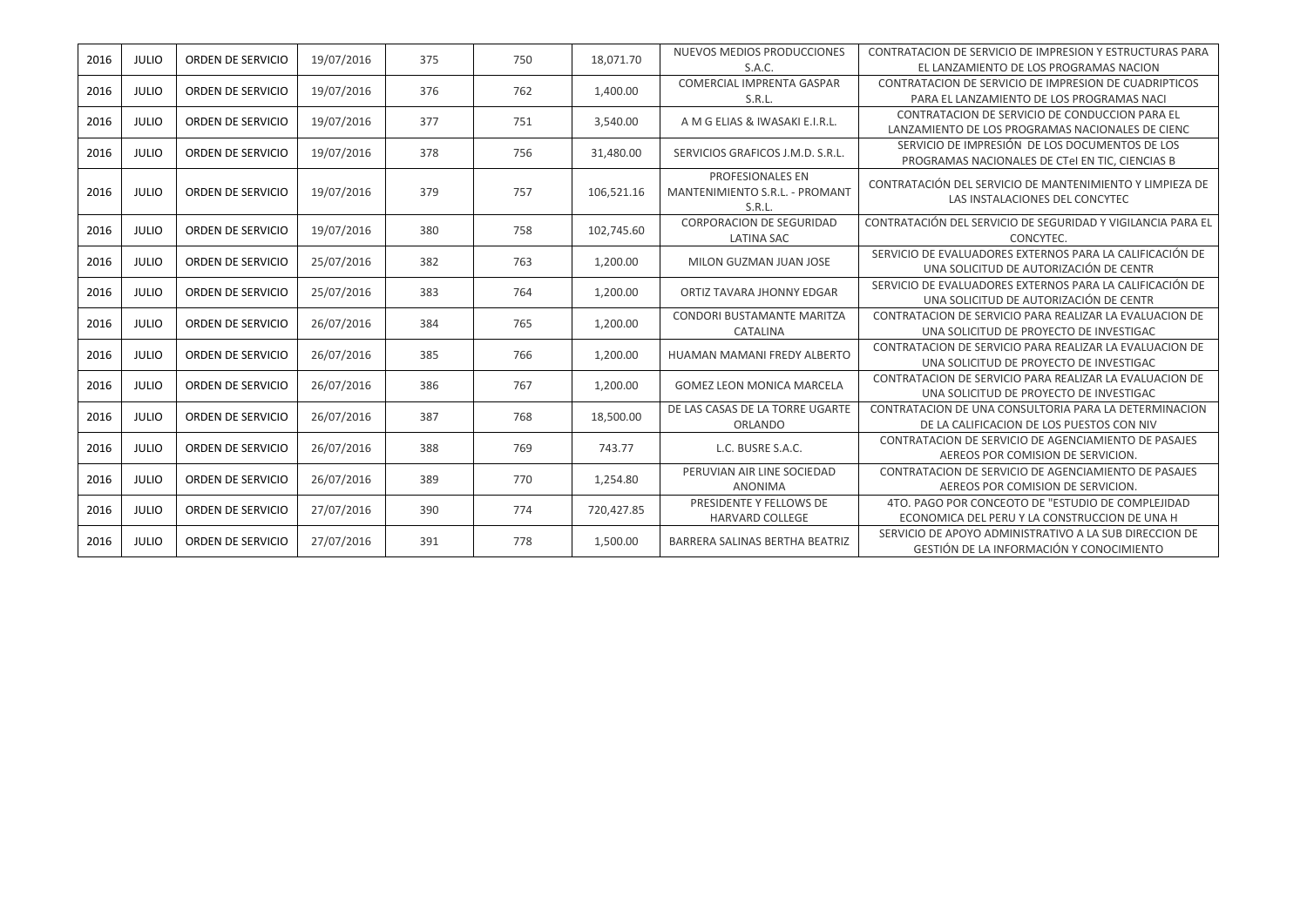| | | | | | | | | |
|---|---|---|---|---|---|---|---|---|
| 2016 | JULIO | ORDEN DE SERVICIO | 19/07/2016 | 375 | 750 | 18,071.70 | NUEVOS MEDIOS PRODUCCIONES S.A.C. | CONTRATACION DE SERVICIO DE IMPRESION Y ESTRUCTURAS PARA EL LANZAMIENTO DE LOS PROGRAMAS NACION |
| 2016 | JULIO | ORDEN DE SERVICIO | 19/07/2016 | 376 | 762 | 1,400.00 | COMERCIAL IMPRENTA GASPAR S.R.L. | CONTRATACION DE SERVICIO DE IMPRESION DE CUADRIPTICOS PARA EL LANZAMIENTO DE LOS PROGRAMAS NACI |
| 2016 | JULIO | ORDEN DE SERVICIO | 19/07/2016 | 377 | 751 | 3,540.00 | A M G ELIAS & IWASAKI E.I.R.L. | CONTRATACION DE SERVICIO DE CONDUCCION PARA EL LANZAMIENTO DE LOS PROGRAMAS NACIONALES DE CIENC |
| 2016 | JULIO | ORDEN DE SERVICIO | 19/07/2016 | 378 | 756 | 31,480.00 | SERVICIOS GRAFICOS J.M.D. S.R.L. | SERVICIO DE IMPRESIÓN DE LOS DOCUMENTOS DE LOS PROGRAMAS NACIONALES DE CTeI EN TIC, CIENCIAS B |
| 2016 | JULIO | ORDEN DE SERVICIO | 19/07/2016 | 379 | 757 | 106,521.16 | PROFESIONALES EN MANTENIMIENTO S.R.L. - PROMANT S.R.L. | CONTRATACIÓN DEL SERVICIO DE MANTENIMIENTO Y LIMPIEZA DE LAS INSTALACIONES DEL CONCYTEC |
| 2016 | JULIO | ORDEN DE SERVICIO | 19/07/2016 | 380 | 758 | 102,745.60 | CORPORACION DE SEGURIDAD LATINA SAC | CONTRATACIÓN DEL SERVICIO DE SEGURIDAD Y VIGILANCIA PARA EL CONCYTEC. |
| 2016 | JULIO | ORDEN DE SERVICIO | 25/07/2016 | 382 | 763 | 1,200.00 | MILON GUZMAN JUAN JOSE | SERVICIO DE EVALUADORES EXTERNOS PARA LA CALIFICACIÓN DE UNA SOLICITUD DE AUTORIZACIÓN DE CENTR |
| 2016 | JULIO | ORDEN DE SERVICIO | 25/07/2016 | 383 | 764 | 1,200.00 | ORTIZ TAVARA JHONNY EDGAR | SERVICIO DE EVALUADORES EXTERNOS PARA LA CALIFICACIÓN DE UNA SOLICITUD DE AUTORIZACIÓN DE CENTR |
| 2016 | JULIO | ORDEN DE SERVICIO | 26/07/2016 | 384 | 765 | 1,200.00 | CONDORI BUSTAMANTE MARITZA CATALINA | CONTRATACION DE SERVICIO PARA REALIZAR LA EVALUACION DE UNA SOLICITUD DE PROYECTO DE INVESTIGAC |
| 2016 | JULIO | ORDEN DE SERVICIO | 26/07/2016 | 385 | 766 | 1,200.00 | HUAMAN MAMANI FREDY ALBERTO | CONTRATACION DE SERVICIO PARA REALIZAR LA EVALUACION DE UNA SOLICITUD DE PROYECTO DE INVESTIGAC |
| 2016 | JULIO | ORDEN DE SERVICIO | 26/07/2016 | 386 | 767 | 1,200.00 | GOMEZ LEON MONICA MARCELA | CONTRATACION DE SERVICIO PARA REALIZAR LA EVALUACION DE UNA SOLICITUD DE PROYECTO DE INVESTIGAC |
| 2016 | JULIO | ORDEN DE SERVICIO | 26/07/2016 | 387 | 768 | 18,500.00 | DE LAS CASAS DE LA TORRE UGARTE ORLANDO | CONTRATACION DE UNA CONSULTORIA PARA LA DETERMINACION DE LA CALIFICACION DE LOS PUESTOS CON NIV |
| 2016 | JULIO | ORDEN DE SERVICIO | 26/07/2016 | 388 | 769 | 743.77 | L.C. BUSRE S.A.C. | CONTRATACION DE SERVICIO DE AGENCIAMIENTO DE PASAJES AEREOS POR COMISION DE SERVICION. |
| 2016 | JULIO | ORDEN DE SERVICIO | 26/07/2016 | 389 | 770 | 1,254.80 | PERUVIAN AIR LINE SOCIEDAD ANONIMA | CONTRATACION DE SERVICIO DE AGENCIAMIENTO DE PASAJES AEREOS POR COMISION DE SERVICION. |
| 2016 | JULIO | ORDEN DE SERVICIO | 27/07/2016 | 390 | 774 | 720,427.85 | PRESIDENTE Y FELLOWS DE HARVARD COLLEGE | 4TO. PAGO POR CONCEOTO DE "ESTUDIO DE COMPLEJIDAD ECONOMICA DEL PERU Y LA CONSTRUCCION DE UNA H |
| 2016 | JULIO | ORDEN DE SERVICIO | 27/07/2016 | 391 | 778 | 1,500.00 | BARRERA SALINAS BERTHA BEATRIZ | SERVICIO DE APOYO ADMINISTRATIVO A LA SUB DIRECCION DE GESTIÓN DE LA INFORMACIÓN Y CONOCIMIENTO |